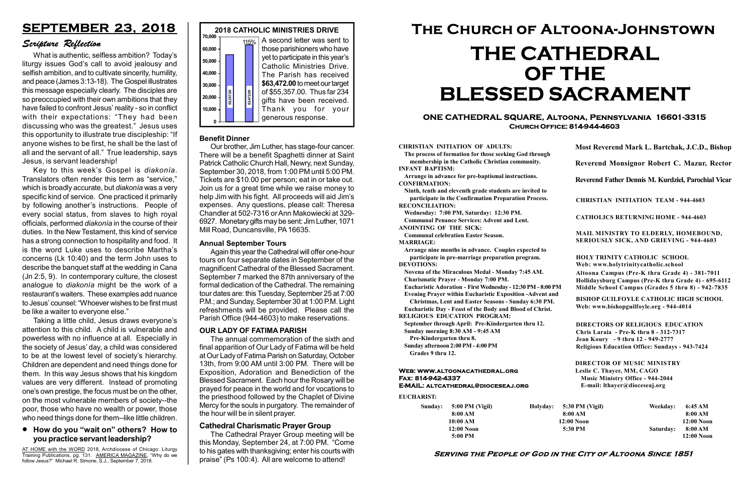# SEPTEMBER 23, 2018

## *Scripture Reflection*

What is authentic, selfless ambition? Today's liturgy issues God's call to avoid jealousy and selfish ambition, and to cultivate sincerity, humility, and peace (James 3:13-18). The Gospel illustrates this message especially clearly. The disciples are so preoccupied with their own ambitions that they have failed to confront Jesus' reality - so in conflict with their expectations: "They had been discussing who was the greatest." Jesus uses this opportunity to illustrate true discipleship: "If anyone wishes to be first, he shall be the last of all and the servant of all." True leadership, says Jesus, is servant leadership!

Key to this week's Gospel is *diakonía*. Translators often render this term as "service," which is broadly accurate, but *diakonía* was a very specific kind of service. One practiced it primarily by following another's instructions. People of every social status, from slaves to high royal officials, performed *diakonía* in the course of their duties. In the New Testament, this kind of service has a strong connection to hospitality and food. It is the word Luke uses to describe Martha's concerns (Lk 10:40) and the term John uses to describe the banquet staff at the wedding in Cana (Jn 2:5, 9). In contemporary culture, the closest analogue to *diakonía* might be the work of a restaurant's waiters. These examples add nuance to Jesus' counsel: "Whoever wishes to be first must be like a waiter to everyone else."

Taking a little child, Jesus draws everyone's attention to this child. A child is vulnerable and powerless with no influence at all. Especially in the society of Jesus' day, a child was considered to be at the lowest level of society's hierarchy. Children are dependent and need things done for them. In this way Jesus shows that his kingdom values are very different. Instead of promoting one's own prestige, the focus must be on the other, on the most vulnerable members of society--the poor, those who have no wealth or power, those who need things done for them--like little children.

- **How do you "wait on" others? How to you practice servant leadership?**

AT HOME with the WORD 2018, Archdiocese of Chicago: Liturgy Training Publications, pg. 131. AMERICA MAGAZINE, "Why do we follow Jesus?" Michael R. Simone, S.J., September 7, 2018.

**2018 CATHOLIC MINISTRIES DRIVE**

| Target | Received |
|---|---|
| 55357.00 | 63472.00 (115%) |

A second letter was sent to those parishioners who have yet to participate in this year's Catholic Ministries Drive. The Parish has received **$63,472.00** to meet our target of $55,357.00. Thus far 234 gifts have been received. Thank you for your generous response.

### Benefit Dinner

Our brother, Jim Luther, has stage-four cancer. There will be a benefit Spaghetti dinner at Saint Patrick Catholic Church Hall, Newry, next Sunday, September 30, 2018, from 1:00 PM until 5:00 PM. Tickets are $10.00 per person; eat in or take out. Join us for a great time while we raise money to help Jim with his fight. All proceeds will aid Jim's expenses. Any questions, please call: Theresa Chandler at 502-7316 or Ann Makowiecki at 329-6927. Monetary gifts may be sent: Jim Luther, 1071 Mill Road, Duncansville, PA 16635.

### Annual September Tours

Again this year the Cathedral will offer one-hour tours on four separate dates in September of the magnificent Cathedral of the Blessed Sacrament. September 7 marked the 87th anniversary of the formal dedication of the Cathedral. The remaining tour dates are: this Tuesday, September 25 at 7:00 P.M.; and Sunday, September 30 at 1:00 P.M. Light refreshments will be provided. Please call the Parish Office (944-4603) to make reservations.

### OUR LADY OF FATIMA PARISH

The annual commemoration of the sixth and final apparition of Our Lady of Fatima will be held at Our Lady of Fatima Parish on Saturday, October 13th, from 9:00 AM until 3:00 PM. There will be Exposition, Adoration and Benediction of the Blessed Sacrament. Each hour the Rosary will be prayed for peace in the world and for vocations to the priesthood followed by the Chaplet of Divine Mercy for the souls in purgatory. The remainder of the hour will be in silent prayer.

### Cathedral Charismatic Prayer Group

The Cathedral Prayer Group meeting will be this Monday, September 24, at 7:00 PM. "Come to his gates with thanksgiving; enter his courts with praise" (Ps 100:4). All are welcome to attend!

# The Church of Altoona-Johnstown

# THE CATHEDRAL OF THE BLESSED SACRAMENT

**ONE CATHEDRAL SQUARE, Altoona, Pennsylvania 16601-3315**
**Church Office: 814-944-4603**

**CHRISTIAN INITIATION OF ADULTS:**
The process of formation for those seeking God through membership in the Catholic Christian community.
**INFANT BAPTISM:**
Arrange in advance for pre-baptismal instructions.
**CONFIRMATION:**
Ninth, tenth and eleventh grade students are invited to participate in the Confirmation Preparation Process.
**RECONCILIATION:**
Wednesday: 7:00 PM, Saturday: 12:30 PM.
Communal Penance Services: Advent and Lent.
**ANOINTING OF THE SICK:**
Communal celebration Easter Season.
**MARRIAGE:**
Arrange nine months in advance. Couples expected to participate in pre-marriage preparation program.
**DEVOTIONS:**
Novena of the Miraculous Medal - Monday 7:45 AM.
Charismatic Prayer - Monday 7:00 PM.
Eucharistic Adoration - First Wednesday - 12:30 PM - 8:00 PM
Evening Prayer within Eucharistic Exposition -Advent and Christmas, Lent and Easter Seasons - Sunday 6:30 PM.
Eucharistic Day - Feast of the Body and Blood of Christ.
**RELIGIOUS EDUCATION PROGRAM:**
September through April: Pre-Kindergarten thru 12.
Sunday morning 8:30 AM - 9:45 AM
Pre-Kindergarten thru 8.
Sunday afternoon 2:00 PM - 4:00 PM
Grades 9 thru 12.

**Web: www.altoonacathedral.org**
**Fax: 814-942-4337**
**E-MAIL: altcathedral@dioceseaj.org**

**Most Reverend Mark L. Bartchak, J.C.D., Bishop**

**Reverend Monsignor Robert C. Mazur, Rector**

**Reverend Father Dennis M. Kurdziel, Parochial Vicar**

CHRISTIAN INITIATION TEAM - 944-4603

CATHOLICS RETURNING HOME - 944-4603

MAIL MINISTRY TO ELDERLY, HOMEBOUND, SERIOUSLY SICK, AND GRIEVING - 944-4603

HOLY TRINITY CATHOLIC SCHOOL
Web: www.holytrinitycatholic.school
Altoona Campus (Pre-K thru Grade 4) - 381-7011
Hollidaysburg Campus (Pre-K thru Grade 4) - 695-6112
Middle School Campus (Grades 5 thru 8) - 942-7835

BISHOP GUILFOYLE CATHOLIC HIGH SCHOOL
Web: www.bishopguilfoyle.org - 944-4014

DIRECTORS OF RELIGIOUS EDUCATION
Chris Laraia - Pre-K thru 8 - 312-7317
Jean Koury - 9 thru 12 - 949-2777
Religious Education Office: Sundays - 943-7424

DIRECTOR OF MUSIC MINISTRY
Leslie C. Thayer, MM, CAGO
Music Ministry Office - 944-2044
E-mail: lthayer@dioceseaj.org

**EUCHARIST:**

| Sunday: | Holyday: | Weekday: |
|---|---|---|
| 5:00 PM (Vigil) | 5:30 PM (Vigil) | 6:45 AM |
| 8:00 AM | 8:00 AM | 8:00 AM |
| 10:00 AM | 12:00 Noon | 12:00 Noon |
| 12:00 Noon | 5:30 PM | Saturday: 8:00 AM |
| 5:00 PM | | 12:00 Noon |

**Serving the People of God in the City of Altoona Since 1851**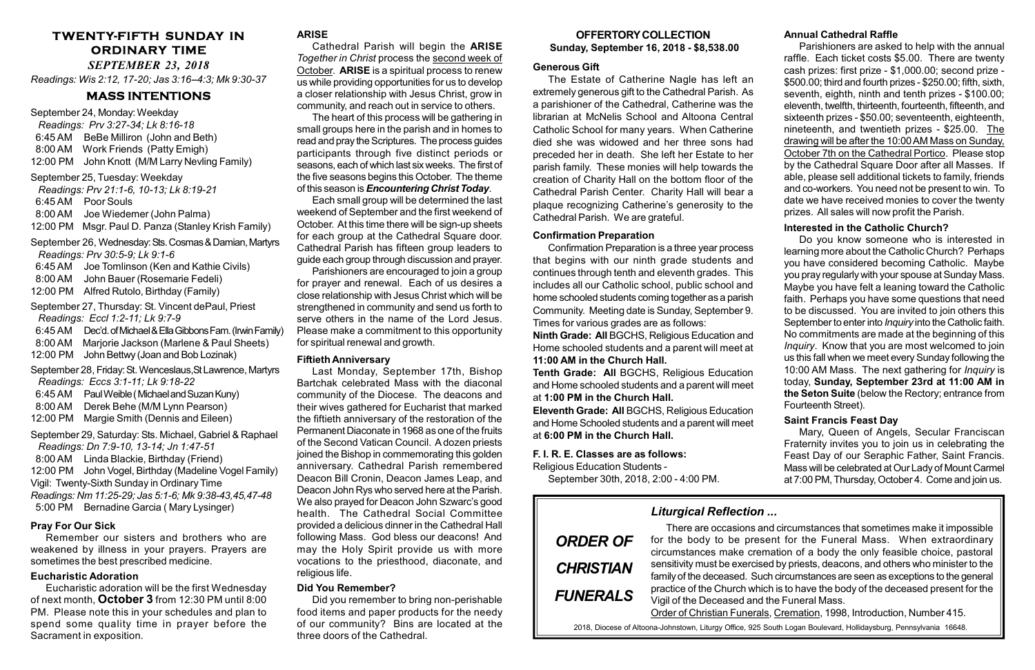# TWENTY-FIFTH SUNDAY IN ORDINARY TIME

*SEPTEMBER 23, 2018*

*Readings: Wis 2:12, 17-20; Jas 3:16–4:3; Mk 9:30-37*

## MASS INTENTIONS

September 24, Monday: Weekday
*Readings: Prv 3:27-34; Lk 8:16-18*
6:45 AM BeBe Milliron (John and Beth)
8:00 AM Work Friends (Patty Emigh)
12:00 PM John Knott (M/M Larry Nevling Family)

September 25, Tuesday: Weekday
*Readings: Prv 21:1-6, 10-13; Lk 8:19-21*
6:45 AM Poor Souls
8:00 AM Joe Wiedemer (John Palma)
12:00 PM Msgr. Paul D. Panza (Stanley Krish Family)

September 26, Wednesday: Sts. Cosmas & Damian, Martyrs
*Readings: Prv 30:5-9; Lk 9:1-6*
6:45 AM Joe Tomlinson (Ken and Kathie Civils)
8:00 AM John Bauer (Rosemarie Fedeli)
12:00 PM Alfred Rutolo, Birthday (Family)

September 27, Thursday: St. Vincent dePaul, Priest
*Readings: Eccl 1:2-11; Lk 9:7-9*
6:45 AM Dec'd. of Michael & Ella Gibbons Fam. (Irwin Family)
8:00 AM Marjorie Jackson (Marlene & Paul Sheets)
12:00 PM John Bettwy (Joan and Bob Lozinak)

September 28, Friday: St. Wenceslaus, St Lawrence, Martyrs
*Readings: Eccs 3:1-11; Lk 9:18-22*
6:45 AM Paul Weible (Michael and Suzan Kuny)
8:00 AM Derek Behe (M/M Lynn Pearson)
12:00 PM Margie Smith (Dennis and Eileen)

September 29, Saturday: Sts. Michael, Gabriel & Raphael
*Readings: Dn 7:9-10, 13-14; Jn 1:47-51*
8:00 AM Linda Blackie, Birthday (Friend)
12:00 PM John Vogel, Birthday (Madeline Vogel Family)
Vigil: Twenty-Sixth Sunday in Ordinary Time
*Readings: Nm 11:25-29; Jas 5:1-6; Mk 9:38-43,45,47-48*
5:00 PM Bernadine Garcia (Mary Lysinger)

### Pray For Our Sick

Remember our sisters and brothers who are weakened by illness in your prayers. Prayers are sometimes the best prescribed medicine.

### Eucharistic Adoration

Eucharistic adoration will be the first Wednesday of next month, **October 3** from 12:30 PM until 8:00 PM. Please note this in your schedules and plan to spend some quality time in prayer before the Sacrament in exposition.

### ARISE

Cathedral Parish will begin the **ARISE** *Together in Christ* process the second week of October. **ARISE** is a spiritual process to renew us while providing opportunities for us to develop a closer relationship with Jesus Christ, grow in community, and reach out in service to others.

The heart of this process will be gathering in small groups here in the parish and in homes to read and pray the Scriptures. The process guides participants through five distinct periods or seasons, each of which last six weeks. The first of the five seasons begins this October. The theme of this season is ***Encountering Christ Today***.

Each small group will be determined the last weekend of September and the first weekend of October. At this time there will be sign-up sheets for each group at the Cathedral Square door. Cathedral Parish has fifteen group leaders to guide each group through discussion and prayer.

Parishioners are encouraged to join a group for prayer and renewal. Each of us desires a close relationship with Jesus Christ which will be strengthened in community and send us forth to serve others in the name of the Lord Jesus. Please make a commitment to this opportunity for spiritual renewal and growth.

### Fiftieth Anniversary

Last Monday, September 17th, Bishop Bartchak celebrated Mass with the diaconal community of the Diocese. The deacons and their wives gathered for Eucharist that marked the fiftieth anniversary of the restoration of the Permanent Diaconate in 1968 as one of the fruits of the Second Vatican Council. A dozen priests joined the Bishop in commemorating this golden anniversary. Cathedral Parish remembered Deacon Bill Cronin, Deacon James Leap, and Deacon John Rys who served here at the Parish. We also prayed for Deacon John Szwarc's good health. The Cathedral Social Committee provided a delicious dinner in the Cathedral Hall following Mass. God bless our deacons! And may the Holy Spirit provide us with more vocations to the priesthood, diaconate, and religious life.

### Did You Remember?

Did you remember to bring non-perishable food items and paper products for the needy of our community? Bins are located at the three doors of the Cathedral.

### OFFERTORY COLLECTION
**Sunday, September 16, 2018 - $8,538.00**

### Generous Gift

The Estate of Catherine Nagle has left an extremely generous gift to the Cathedral Parish. As a parishioner of the Cathedral, Catherine was the librarian at McNelis School and Altoona Central Catholic School for many years. When Catherine died she was widowed and her three sons had preceded her in death. She left her Estate to her parish family. These monies will help towards the creation of Charity Hall on the bottom floor of the Cathedral Parish Center. Charity Hall will bear a plaque recognizing Catherine's generosity to the Cathedral Parish. We are grateful.

### Confirmation Preparation

Confirmation Preparation is a three year process that begins with our ninth grade students and continues through tenth and eleventh grades. This includes all our Catholic school, public school and home schooled students coming together as a parish Community. Meeting date is Sunday, September 9. Times for various grades are as follows:

**Ninth Grade: All** BGCHS, Religious Education and Home schooled students and a parent will meet at **11:00 AM in the Church Hall.**

**Tenth Grade: All** BGCHS, Religious Education and Home schooled students and a parent will meet at **1:00 PM in the Church Hall.**

**Eleventh Grade: All** BGCHS, Religious Education and Home Schooled students and a parent will meet at **6:00 PM in the Church Hall.**

**F. I. R. E. Classes are as follows:**
Religious Education Students -
September 30th, 2018, 2:00 - 4:00 PM.

### Annual Cathedral Raffle

Parishioners are asked to help with the annual raffle. Each ticket costs $5.00. There are twenty cash prizes: first prize - $1,000.00; second prize - $500.00; third and fourth prizes - $250.00; fifth, sixth, seventh, eighth, ninth and tenth prizes - $100.00; eleventh, twelfth, thirteenth, fourteenth, fifteenth, and sixteenth prizes - $50.00; seventeenth, eighteenth, nineteenth, and twentieth prizes - $25.00. The drawing will be after the 10:00 AM Mass on Sunday, October 7th on the Cathedral Portico. Please stop by the Cathedral Square Door after all Masses. If able, please sell additional tickets to family, friends and co-workers. You need not be present to win. To date we have received monies to cover the twenty prizes. All sales will now profit the Parish.

### Interested in the Catholic Church?

Do you know someone who is interested in learning more about the Catholic Church? Perhaps you have considered becoming Catholic. Maybe you pray regularly with your spouse at Sunday Mass. Maybe you have felt a leaning toward the Catholic faith. Perhaps you have some questions that need to be discussed. You are invited to join others this September to enter into *Inquiry* into the Catholic faith. No commitments are made at the beginning of this *Inquiry*. Know that you are most welcomed to join us this fall when we meet every Sunday following the 10:00 AM Mass. The next gathering for *Inquiry* is today, **Sunday, September 23rd at 11:00 AM in the Seton Suite** (below the Rectory; entrance from Fourteenth Street).

### Saint Francis Feast Day

Mary, Queen of Angels, Secular Franciscan Fraternity invites you to join us in celebrating the Feast Day of our Seraphic Father, Saint Francis. Mass will be celebrated at Our Lady of Mount Carmel at 7:00 PM, Thursday, October 4. Come and join us.

### *Liturgical Reflection ...*

***ORDER OF CHRISTIAN FUNERALS***

There are occasions and circumstances that sometimes make it impossible for the body to be present for the Funeral Mass. When extraordinary circumstances make cremation of a body the only feasible choice, pastoral sensitivity must be exercised by priests, deacons, and others who minister to the family of the deceased. Such circumstances are seen as exceptions to the general practice of the Church which is to have the body of the deceased present for the Vigil of the Deceased and the Funeral Mass.

Order of Christian Funerals, Cremation, 1998, Introduction, Number 415.

2018, Diocese of Altoona-Johnstown, Liturgy Office, 925 South Logan Boulevard, Hollidaysburg, Pennsylvania 16648.